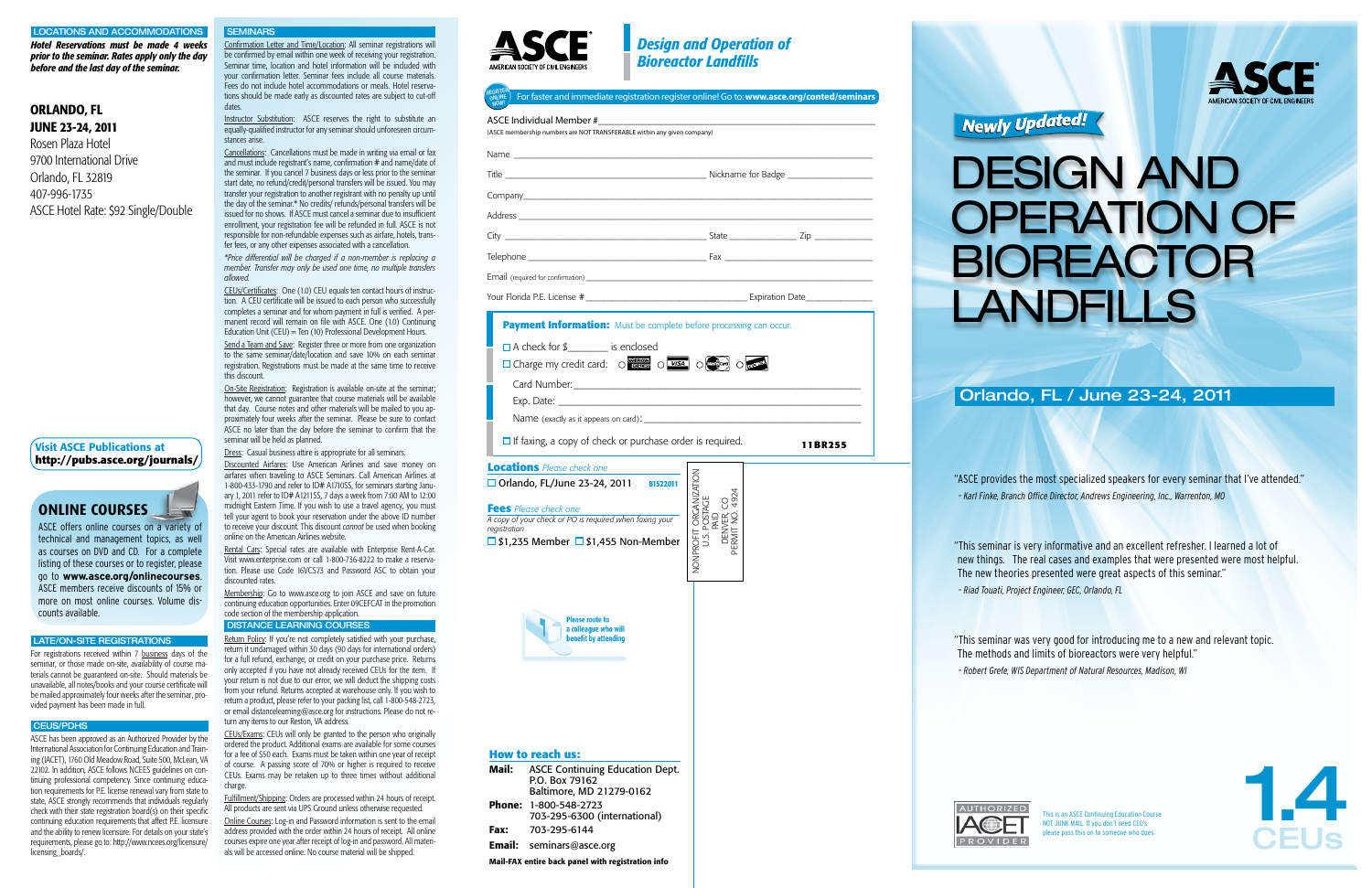## LOCATIONS AND ACCOMMODATIONS

***Hotel Reservations must be made 4 weeks prior to the seminar. Rates apply only the day before and the last day of the seminar.***

**ORLANDO, FL**
**JUNE 23-24, 2011**
Rosen Plaza Hotel
9700 International Drive
Orlando, FL 32819
407-996-1735
ASCE Hotel Rate: $92 Single/Double

**Visit ASCE Publications at http://pubs.asce.org/journals/**

## ONLINE COURSES

ASCE offers online courses on a variety of technical and management topics, as well as courses on DVD and CD. For a complete listing of these courses or to register, please go to **www.asce.org/onlinecourses**. ASCE members receive discounts of 15% or more on most online courses. Volume discounts available.

## LATE/ON-SITE REGISTRATIONS

For registrations received within 7 business days of the seminar, or those made on-site, availability of course materials cannot be guaranteed on-site. Should materials be unavailable, all notes/books and your course certificate will be mailed approximately four weeks after the seminar, provided payment has been made in full.

## CEUS/PDHS

ASCE has been approved as an Authorized Provider by the International Association for Continuing Education and Training (IACET), 1760 Old Meadow Road, Suite 500, McLean, VA 22102. In addition, ASCE follows NCEES guidelines on continuing professional competency. Since continuing education requirements for P.E. license renewal vary from state to state, ASCE strongly recommends that individuals regularly check with their state registration board(s) on their specific continuing education requirements that affect P.E. licensure and the ability to renew licensure. For details on your state's requirements, please go to: http://www.ncees.org/licensure/licensing_boards/.

## SEMINARS

Confirmation Letter and Time/Location: All seminar registrations will be confirmed by email within one week of receiving your registration. Seminar time, location and hotel information will be included with your confirmation letter. Seminar fees include all course materials. Fees do not include hotel accommodations or meals. Hotel reservations should be made early as discounted rates are subject to cut-off dates.

Instructor Substitution: ASCE reserves the right to substitute an equally-qualified instructor for any seminar should unforeseen circumstances arise.

Cancellations: Cancellations must be made in writing via email or fax and must include registrant's name, confirmation # and name/date of the seminar. If you cancel 7 business days or less prior to the seminar start date, no refund/credit/personal transfers will be issued. You may transfer your registration to another registrant with no penalty up until the day of the seminar.* No credits/ refunds/personal transfers will be issued for no shows. If ASCE must cancel a seminar due to insufficient enrollment, your registration fee will be refunded in full. ASCE is not responsible for non-refundable expenses such as airfare, hotels, transfer fees, or any other expenses associated with a cancellation.

*\*Price differential will be charged if a non-member is replacing a member. Transfer may only be used one time, no multiple transfers allowed.*

CEUs/Certificates: One (1.0) CEU equals ten contact hours of instruction. A CEU certificate will be issued to each person who successfully completes a seminar and for whom payment in full is verified. A permanent record will remain on file with ASCE. One (1.0) Continuing Education Unit (CEU) = Ten (10) Professional Development Hours.

Send a Team and Save: Register three or more from one organization to the same seminar/date/location and save 10% on each seminar registration. Registrations must be made at the same time to receive this discount.

On-Site Registration: Registration is available on-site at the seminar; however, we cannot guarantee that course materials will be available that day. Course notes and other materials will be mailed to you approximately four weeks after the seminar. Please be sure to contact ASCE no later than the day before the seminar to confirm that the seminar will be held as planned.

Dress: Casual business attire is appropriate for all seminars.

Discounted Airfares: Use American Airlines and save money on airfares when traveling to ASCE Seminars. Call American Airlines at 1-800-433-1790 and refer to ID# A1710SS, for seminars starting January 1, 2011 refer to ID# A1211SS, 7 days a week from 7:00 AM to 12:00 midnight Eastern Time. If you wish to use a travel agent, you must tell your agent to book your reservation under the above ID number to receive your discount. This discount *cannot* be used when booking online on the American Airlines website.

Rental Cars: Special rates are available with Enterprise Rent-A-Car. Visit www.enterprise.com or call 1-800-736-8222 to make a reservation. Please use Code 16VCS73 and Password ASC to obtain your discounted rates.

Membership: Go to www.asce.org to join ASCE and save on future continuing education opportunities. Enter 09CEFCAT in the promotion code section of the membership application.

## DISTANCE LEARNING COURSES

Return Policy: If you're not completely satisfied with your purchase, return it undamaged within 30 days (90 days for international orders) for a full refund, exchange, or credit on your purchase price. Returns only accepted if you have not already received CEUs for the item. If your return is not due to our error, we will deduct the shipping costs from your refund. Returns accepted at warehouse only. If you wish to return a product, please refer to your packing list, call 1-800-548-2723, or email distancelearning@asce.org for instructions. Please do not return any items to our Reston, VA address.

CEUs/Exams: CEUs will only be granted to the person who originally ordered the product. Additional exams are available for some courses for a fee of $50 each. Exams must be taken within one year of receipt of course. A passing score of 70% or higher is required to receive CEUs. Exams may be retaken up to three times without additional charge.

Fulfillment/Shipping: Orders are processed within 24 hours of receipt. All products are sent via UPS Ground unless otherwise requested.

Online Courses: Log-in and Password information is sent to the email address provided with the order within 24 hours of receipt. All online courses expire one year after receipt of log-in and password. All materials will be accessed online. No course material will be shipped.

---

ASCE
AMERICAN SOCIETY OF CIVIL ENGINEERS

## *Design and Operation of Bioreactor Landfills*

REGISTER ONLINE NOW! For faster and immediate registration register online! Go to: **www.asce.org/conted/seminars**

ASCE Individual Member #\_\_\_\_\_\_\_\_\_\_\_\_
(ASCE membership numbers are NOT TRANSFERABLE within any given company)

Name \_\_\_\_\_\_\_\_\_\_\_\_
Title \_\_\_\_\_\_\_\_\_\_\_\_ Nickname for Badge \_\_\_\_\_\_\_\_\_\_\_\_
Company \_\_\_\_\_\_\_\_\_\_\_\_
Address \_\_\_\_\_\_\_\_\_\_\_\_
City \_\_\_\_\_\_\_\_\_\_\_\_ State \_\_\_\_\_\_ Zip \_\_\_\_\_\_
Telephone \_\_\_\_\_\_\_\_\_\_\_\_ Fax \_\_\_\_\_\_\_\_\_\_\_\_
Email (required for confirmation) \_\_\_\_\_\_\_\_\_\_\_\_
Your Florida P.E. License # \_\_\_\_\_\_\_\_\_\_\_\_ Expiration Date \_\_\_\_\_\_

**Payment Information:** Must be complete before processing can occur.

☐ A check for $\_\_\_\_\_\_\_\_ is enclosed
☐ Charge my credit card: ○ American Express ○ VISA ○ MasterCard ○ Discover

Card Number: \_\_\_\_\_\_\_\_\_\_\_\_
Exp. Date: \_\_\_\_\_\_\_\_\_\_\_\_
Name (exactly as it appears on card): \_\_\_\_\_\_\_\_\_\_\_\_

☐ If faxing, a copy of check or purchase order is required. **11BR255**

**Locations** *Please check one*
☐ Orlando, FL/June 23-24, 2011 **81522011**

**Fees** *Please check one*
*A copy of your check or PO is required when faxing your registration*
☐ $1,235 Member ☐ $1,455 Non-Member

NONPROFIT ORGANIZATION
U.S. POSTAGE
PAID
DENVER, CO
PERMIT NO. 4924

Please route to a colleague who will benefit by attending

**How to reach us:**

**Mail:** ASCE Continuing Education Dept.
P.O. Box 79162
Baltimore, MD 21279-0162
**Phone:** 1-800-548-2723
703-295-6300 (international)
**Fax:** 703-295-6144
**Email:** seminars@asce.org

**Mail-FAX entire back panel with registration info**

---

ASCE
AMERICAN SOCIETY OF CIVIL ENGINEERS

*Newly Updated!*

# DESIGN AND OPERATION OF BIOREACTOR LANDFILLS

## Orlando, FL / June 23-24, 2011

"ASCE provides the most specialized speakers for every seminar that I've attended."
*- Karl Finke, Branch Office Director, Andrews Engineering, Inc., Warrenton, MO*

"This seminar is very informative and an excellent refresher. I learned a lot of new things. The real cases and examples that were presented were most helpful. The new theories presented were great aspects of this seminar."
*- Riad Touati, Project Engineer, GEC, Orlando, FL*

"This seminar was very good for introducing me to a new and relevant topic. The methods and limits of bioreactors were very helpful."
*- Robert Grefe, WIS Department of Natural Resources, Madison, WI*

AUTHORIZED IACET PROVIDER

This is an ASCE Continuing Education Course NOT JUNK MAIL. If you don't need CEU's please pass this on to someone who does

**1.4 CEUs**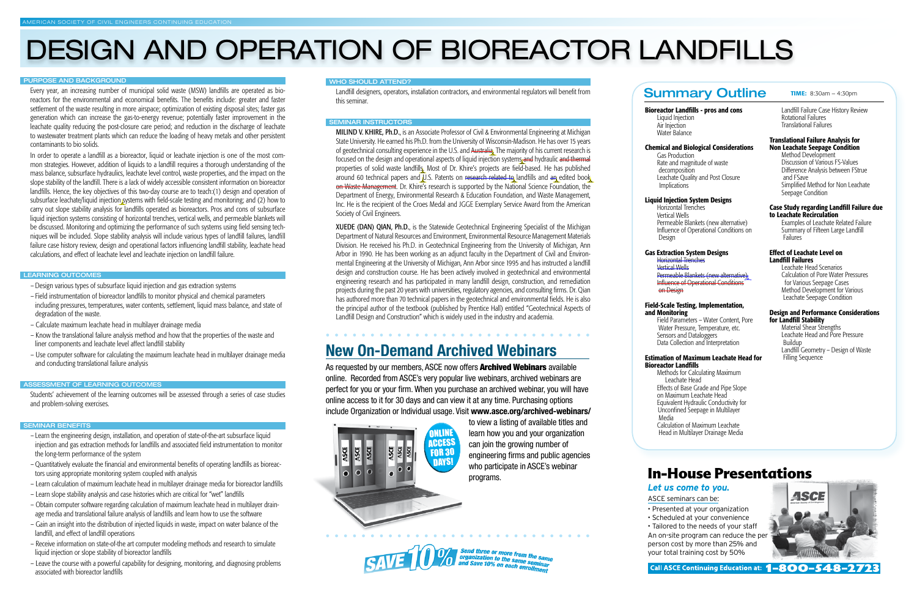AMERICAN SOCIETY OF CIVIL ENGINEERS CONTINUING EDUCATION

# DESIGN AND OPERATION OF BIOREACTOR LANDFILLS

## PURPOSE AND BACKGROUND

Every year, an increasing number of municipal solid waste (MSW) landfills are operated as bioreactors for the environmental and economical benefits. The benefits include: greater and faster settlement of the waste resulting in more airspace; optimization of existing disposal sites; faster gas generation which can increase the gas-to-energy revenue; potentially faster improvement in the leachate quality reducing the post-closure care period; and reduction in the discharge of leachate to wastewater treatment plants which can reduce the loading of heavy metals and other persistent contaminants to bio solids.

In order to operate a landfill as a bioreactor, liquid or leachate injection is one of the most common strategies. However, addition of liquids to a landfill requires a thorough understanding of the mass balance, subsurface hydraulics, leachate level control, waste properties, and the impact on the slope stability of the landfill. There is a lack of widely accessible consistent information on bioreactor landfills. Hence, the key objectives of this two-day course are to teach:(1) design and operation of subsurface leachate/liquid injection systems with field-scale testing and monitoring; and (2) how to carry out slope stability analysis for landfills operated as bioreactors. Pros and cons of subsurface liquid injection systems consisting of horizontal trenches, vertical wells, and permeable blankets will be discussed. Monitoring and optimizing the performance of such systems using field sensing techniques will be included. Slope stability analysis will include various types of landfill failures, landfill failure case history review, design and operational factors influencing landfill stability, leachate head calculations, and effect of leachate level and leachate injection on landfill failure.

## LEARNING OUTCOMES

- Design various types of subsurface liquid injection and gas extraction systems
- Field instrumentation of bioreactor landfills to monitor physical and chemical parameters including pressures, temperatures, water contents, settlement, liquid mass balance, and state of degradation of the waste.
- Calculate maximum leachate head in multilayer drainage media
- Know the translational failure analysis method and how that the properties of the waste and liner components and leachate level affect landfill stability
- Use computer software for calculating the maximum leachate head in multilayer drainage media and conducting translational failure analysis

## ASSESSMENT OF LEARNING OUTCOMES

Students' achievement of the learning outcomes will be assessed through a series of case studies and problem-solving exercises.

## SEMINAR BENEFITS

- Learn the engineering design, installation, and operation of state-of-the-art subsurface liquid injection and gas extraction methods for landfills and associated field instrumentation to monitor the long-term performance of the system
- Quantitatively evaluate the financial and environmental benefits of operating landfills as bioreactors using appropriate monitoring system coupled with analysis
- Learn calculation of maximum leachate head in multilayer drainage media for bioreactor landfills
- Learn slope stability analysis and case histories which are critical for "wet" landfills
- Obtain computer software regarding calculation of maximum leachate head in multilayer drainage media and translational failure analysis of landfills and learn how to use the software
- Gain an insight into the distribution of injected liquids in waste, impact on water balance of the landfill, and effect of landfill operations
- Receive information on state-of-the art computer modeling methods and research to simulate liquid injection or slope stability of bioreactor landfills
- Leave the course with a powerful capability for designing, monitoring, and diagnosing problems associated with bioreactor landfills

## WHO SHOULD ATTEND?

Landfill designers, operators, installation contractors, and environmental regulators will benefit from this seminar.

## SEMINAR INSTRUCTORS

**MILIND V. KHIRE, Ph.D.**, is an Associate Professor of Civil & Environmental Engineering at Michigan State University. He earned his Ph.D. from the University of Wisconsin-Madison. He has over 15 years of geotechnical consulting experience in the U.S. and ~~Australia~~. The majority of his current research is focused on the design and operational aspects of liquid injection systems~~and~~ hydraulic ~~and thermal~~ properties of solid waste landfills. Most of Dr. Khire's projects are field-based. He has published around 60 technical papers and U.S. Patents on ~~research related to~~ landfills and ~~an~~ edited book ~~on Waste Management~~. Dr. Khire's research is supported by the National Science Foundation, the Department of Energy, Environmental Research & Education Foundation, and Waste Management, Inc. He is the recipient of the Croes Medal and JGGE Exemplary Service Award from the American Society of Civil Engineers.

**XUEDE (DAN) QIAN, Ph.D.**, is the Statewide Geotechnical Engineering Specialist of the Michigan Department of Natural Resources and Environment, Environmental Resource Management Materials Division. He received his Ph.D. in Geotechnical Engineering from the University of Michigan, Ann Arbor in 1990. He has been working as an adjunct faculty in the Department of Civil and Environmental Engineering at the University of Michigan, Ann Arbor since 1995 and has instructed a landfill design and construction course. He has been actively involved in geotechnical and environmental engineering research and has participated in many landfill design, construction, and remediation projects during the past 20 years with universities, regulatory agencies, and consulting firms. Dr. Qian has authored more than 70 technical papers in the geotechnical and environmental fields. He is also the principal author of the textbook (published by Prentice Hall) entitled "Geotechnical Aspects of Landfill Design and Construction" which is widely used in the industry and academia.

## New On-Demand Archived Webinars

As requested by our members, ASCE now offers **Archived Webinars** available online. Recorded from ASCE's very popular live webinars, archived webinars are perfect for you or your firm. When you purchase an archived webinar, you will have online access to it for 30 days and can view it at any time. Purchasing options include Organization or Individual usage. Visit **www.asce.org/archived-webinars/** to view a listing of available titles and learn how you and your organization can join the growing number of engineering firms and public agencies who participate in ASCE's webinar programs.

ONLINE ACCESS FOR 30 DAYS!

SAVE 10% Send three or more from the same organization to the same seminar and Save 10% on each enrollment

## Summary Outline

**TIME:** 8:30am – 4:30pm

**Bioreactor Landfills - pros and cons**
- Liquid Injection
- Air Injection
- Water Balance

**Chemical and Biological Considerations**
- Gas Production
- Rate and magnitude of waste decomposition
- Leachate Quality and Post Closure Implications

**Liquid Injection System Designs**
- Horizontal Trenches
- Vertical Wells
- Permeable Blankets (new alternative)
- Influence of Operational Conditions on Design

**Gas Extraction System Designs**
- ~~Horizontal Trenches~~
- ~~Vertical Wells~~
- ~~Permeable Blankets (new alternative)~~
- ~~Influence of Operational Conditions on Design~~

**Field-Scale Testing, Implementation, and Monitoring**
- Field Parameters – Water Content, Pore Water Pressure, Temperature, etc.
- Sensors and Dataloggers
- Data Collection and Interpretation

**Estimation of Maximum Leachate Head for Bioreactor Landfills**
- Methods for Calculating Maximum Leachate Head
- Effects of Base Grade and Pipe Slope on Maximum Leachate Head
- Equivalent Hydraulic Conductivity for Unconfined Seepage in Multilayer Media
- Calculation of Maximum Leachate Head in Multilayer Drainage Media

**Landfill Failure Case History Review**
- Rotational Failures
- Translational Failures

**Translational Failure Analysis for Non Leachate Seepage Condition**
- Method Development
- Discussion of Various FS-Values
- Difference Analysis between FStrue and FSave
- Simplified Method for Non Leachate Seepage Condition

**Case Study regarding Landfill Failure due to Leachate Recirculation**
- Examples of Leachate Related Failure
- Summary of Fifteen Large Landfill Failures

**Effect of Leachate Level on Landfill Failures**
- Leachate Head Scenarios
- Calculation of Pore Water Pressures for Various Seepage Cases
- Method Development for Various Leachate Seepage Condition

**Design and Performance Considerations for Landfill Stability**
- Material Shear Strengths
- Leachate Head and Pore Pressure Buildup
- Landfill Geometry – Design of Waste Filling Sequence

## In-House Presentations

*Let us come to you.*

ASCE seminars can be:

- Presented at your organization
- Scheduled at your convenience
- Tailored to the needs of your staff

An on-site program can reduce the per person cost by more than 25% and your total training cost by 50%

Call ASCE Continuing Education at: **1-800-548-2723**